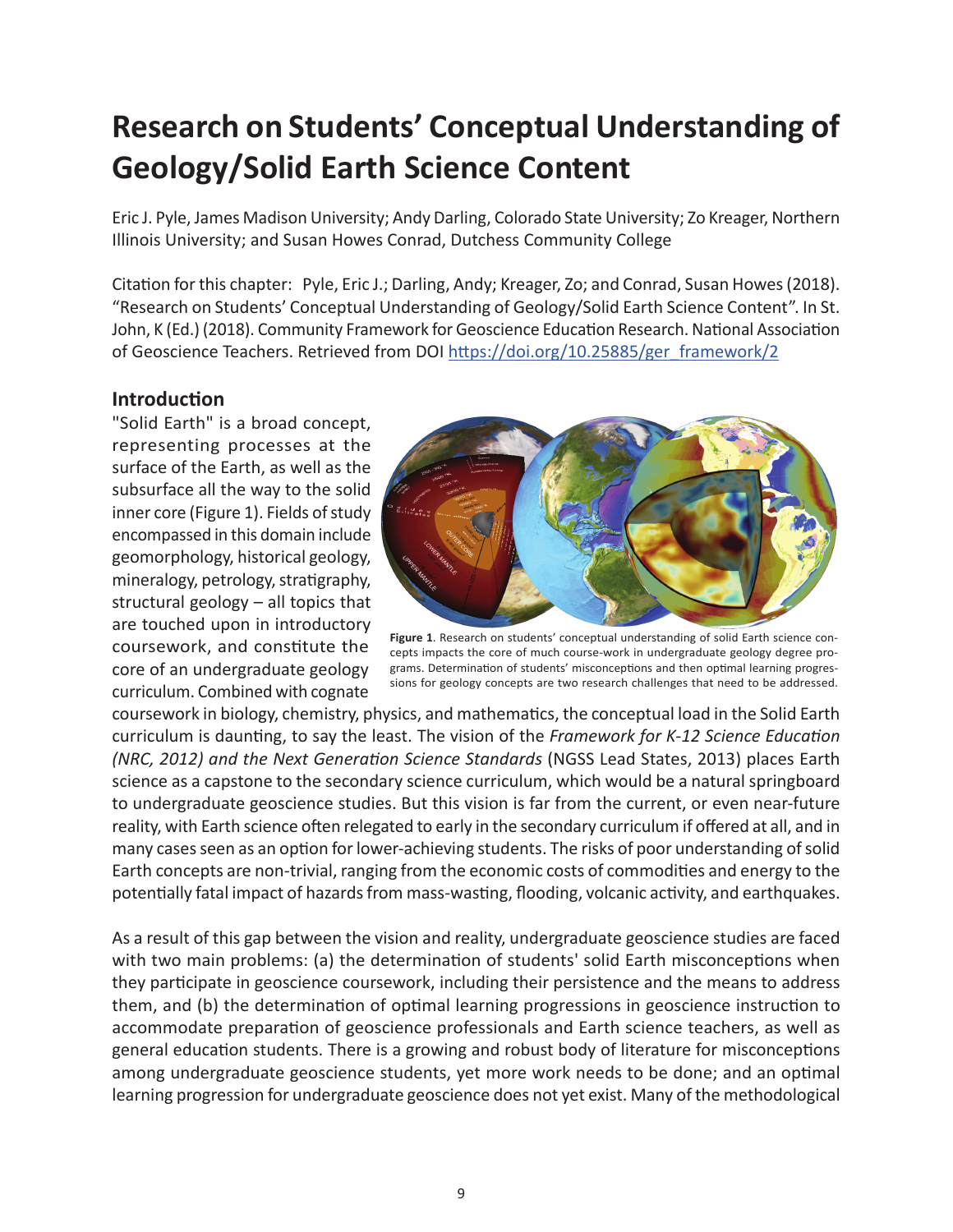# Research on Students' Conceptual Understanding of Geology/Solid Earth Science Content

Eric J. Pyle, James Madison University; Andy Darling, Colorado State University; Zo Kreager, Northern Illinois University; and Susan Howes Conrad, Dutchess Community College

Citation for this chapter: Pyle, Eric J.; Darling, Andy; Kreager, Zo; and Conrad, Susan Howes (2018). "Research on Students' Conceptual Understanding of Geology/Solid Earth Science Content". In St. John, K (Ed.) (2018). Community Framework for Geoscience Education Research. National Association of Geoscience Teachers. Retrieved from DOI https://doi.org/10.25885/ger_framework/2

## Introduction

"Solid Earth" is a broad concept, representing processes at the surface of the Earth, as well as the subsurface all the way to the solid inner core (Figure 1). Fields of study encompassed in this domain include geomorphology, historical geology, mineralogy, petrology, stratigraphy, structural geology – all topics that are touched upon in introductory coursework, and constitute the core of an undergraduate geology curriculum. Combined with cognate coursework in biology, chemistry, physics, and mathematics, the conceptual load in the Solid Earth curriculum is daunting, to say the least. The vision of the *Framework for K-12 Science Education (NRC, 2012) and the Next Generation Science Standards* (NGSS Lead States, 2013) places Earth science as a capstone to the secondary science curriculum, which would be a natural springboard to undergraduate geoscience studies. But this vision is far from the current, or even near-future reality, with Earth science often relegated to early in the secondary curriculum if offered at all, and in many cases seen as an option for lower-achieving students. The risks of poor understanding of solid Earth concepts are non-trivial, ranging from the economic costs of commodities and energy to the potentially fatal impact of hazards from mass-wasting, flooding, volcanic activity, and earthquakes.

**Figure 1**. Research on students' conceptual understanding of solid Earth science concepts impacts the core of much course-work in undergraduate geology degree programs. Determination of students' misconceptions and then optimal learning progressions for geology concepts are two research challenges that need to be addressed.

As a result of this gap between the vision and reality, undergraduate geoscience studies are faced with two main problems: (a) the determination of students' solid Earth misconceptions when they participate in geoscience coursework, including their persistence and the means to address them, and (b) the determination of optimal learning progressions in geoscience instruction to accommodate preparation of geoscience professionals and Earth science teachers, as well as general education students. There is a growing and robust body of literature for misconceptions among undergraduate geoscience students, yet more work needs to be done; and an optimal learning progression for undergraduate geoscience does not yet exist. Many of the methodological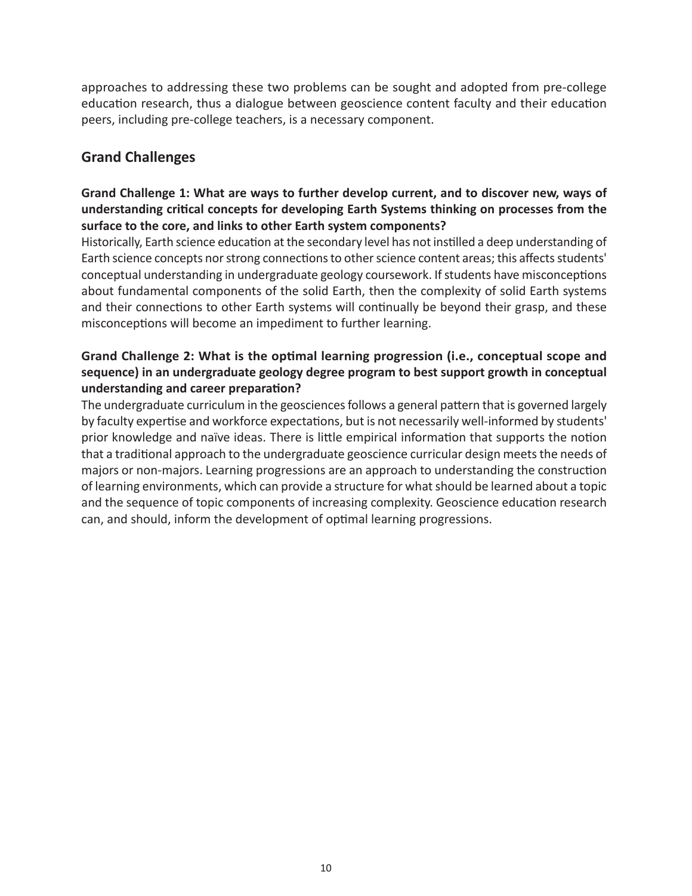approaches to addressing these two problems can be sought and adopted from pre-college education research, thus a dialogue between geoscience content faculty and their education peers, including pre-college teachers, is a necessary component.

## Grand Challenges

**Grand Challenge 1: What are ways to further develop current, and to discover new, ways of understanding critical concepts for developing Earth Systems thinking on processes from the surface to the core, and links to other Earth system components?**

Historically, Earth science education at the secondary level has not instilled a deep understanding of Earth science concepts nor strong connections to other science content areas; this affects students' conceptual understanding in undergraduate geology coursework. If students have misconceptions about fundamental components of the solid Earth, then the complexity of solid Earth systems and their connections to other Earth systems will continually be beyond their grasp, and these misconceptions will become an impediment to further learning.

**Grand Challenge 2: What is the optimal learning progression (i.e., conceptual scope and sequence) in an undergraduate geology degree program to best support growth in conceptual understanding and career preparation?**

The undergraduate curriculum in the geosciences follows a general pattern that is governed largely by faculty expertise and workforce expectations, but is not necessarily well-informed by students' prior knowledge and naïve ideas. There is little empirical information that supports the notion that a traditional approach to the undergraduate geoscience curricular design meets the needs of majors or non-majors. Learning progressions are an approach to understanding the construction of learning environments, which can provide a structure for what should be learned about a topic and the sequence of topic components of increasing complexity. Geoscience education research can, and should, inform the development of optimal learning progressions.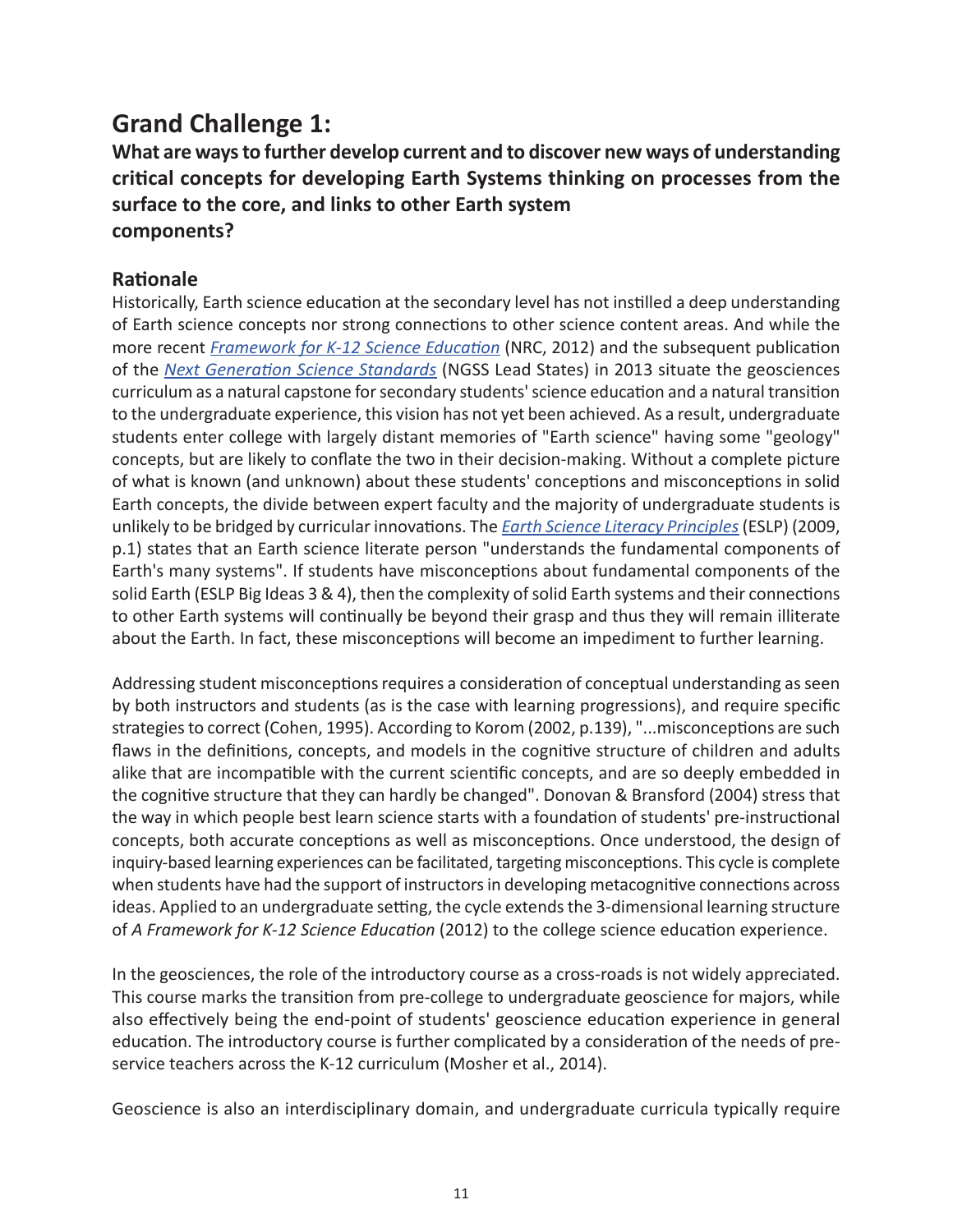# Grand Challenge 1:

**What are ways to further develop current and to discover new ways of understanding critical concepts for developing Earth Systems thinking on processes from the surface to the core, and links to other Earth system components?**

## Rationale

Historically, Earth science education at the secondary level has not instilled a deep understanding of Earth science concepts nor strong connections to other science content areas. And while the more recent *Framework for K-12 Science Education* (NRC, 2012) and the subsequent publication of the *Next Generation Science Standards* (NGSS Lead States) in 2013 situate the geosciences curriculum as a natural capstone for secondary students' science education and a natural transition to the undergraduate experience, this vision has not yet been achieved. As a result, undergraduate students enter college with largely distant memories of "Earth science" having some "geology" concepts, but are likely to conflate the two in their decision-making. Without a complete picture of what is known (and unknown) about these students' conceptions and misconceptions in solid Earth concepts, the divide between expert faculty and the majority of undergraduate students is unlikely to be bridged by curricular innovations. The *Earth Science Literacy Principles* (ESLP) (2009, p.1) states that an Earth science literate person "understands the fundamental components of Earth's many systems". If students have misconceptions about fundamental components of the solid Earth (ESLP Big Ideas 3 & 4), then the complexity of solid Earth systems and their connections to other Earth systems will continually be beyond their grasp and thus they will remain illiterate about the Earth. In fact, these misconceptions will become an impediment to further learning.

Addressing student misconceptions requires a consideration of conceptual understanding as seen by both instructors and students (as is the case with learning progressions), and require specific strategies to correct (Cohen, 1995). According to Korom (2002, p.139), "...misconceptions are such flaws in the definitions, concepts, and models in the cognitive structure of children and adults alike that are incompatible with the current scientific concepts, and are so deeply embedded in the cognitive structure that they can hardly be changed". Donovan & Bransford (2004) stress that the way in which people best learn science starts with a foundation of students' pre-instructional concepts, both accurate conceptions as well as misconceptions. Once understood, the design of inquiry-based learning experiences can be facilitated, targeting misconceptions. This cycle is complete when students have had the support of instructors in developing metacognitive connections across ideas. Applied to an undergraduate setting, the cycle extends the 3-dimensional learning structure of *A Framework for K-12 Science Education* (2012) to the college science education experience.

In the geosciences, the role of the introductory course as a cross-roads is not widely appreciated. This course marks the transition from pre-college to undergraduate geoscience for majors, while also effectively being the end-point of students' geoscience education experience in general education. The introductory course is further complicated by a consideration of the needs of pre-service teachers across the K-12 curriculum (Mosher et al., 2014).

Geoscience is also an interdisciplinary domain, and undergraduate curricula typically require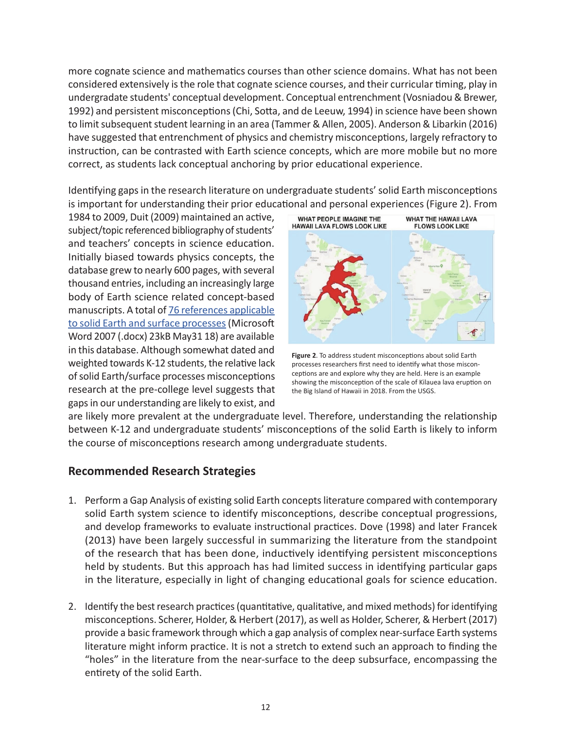more cognate science and mathematics courses than other science domains. What has not been considered extensively is the role that cognate science courses, and their curricular timing, play in undergradate students' conceptual development. Conceptual entrenchment (Vosniadou & Brewer, 1992) and persistent misconceptions (Chi, Sotta, and de Leeuw, 1994) in science have been shown to limit subsequent student learning in an area (Tammer & Allen, 2005). Anderson & Libarkin (2016) have suggested that entrenchment of physics and chemistry misconceptions, largely refractory to instruction, can be contrasted with Earth science concepts, which are more mobile but no more correct, as students lack conceptual anchoring by prior educational experience.

Identifying gaps in the research literature on undergraduate students' solid Earth misconceptions is important for understanding their prior educational and personal experiences (Figure 2). From 1984 to 2009, Duit (2009) maintained an active, subject/topic referenced bibliography of students' and teachers' concepts in science education. Initially biased towards physics concepts, the database grew to nearly 600 pages, with several thousand entries, including an increasingly large body of Earth science related concept-based manuscripts. A total of 76 references applicable to solid Earth and surface processes (Microsoft Word 2007 (.docx) 23kB May31 18) are available in this database. Although somewhat dated and weighted towards K-12 students, the relative lack of solid Earth/surface processes misconceptions research at the pre-college level suggests that gaps in our understanding are likely to exist, and are likely more prevalent at the undergraduate level. Therefore, understanding the relationship between K-12 and undergraduate students' misconceptions of the solid Earth is likely to inform the course of misconceptions research among undergraduate students.

**Figure 2**. To address student misconceptions about solid Earth processes researchers first need to identify what those misconceptions are and explore why they are held. Here is an example showing the misconception of the scale of Kilauea lava eruption on the Big Island of Hawaii in 2018. From the USGS.

## Recommended Research Strategies

1. Perform a Gap Analysis of existing solid Earth concepts literature compared with contemporary solid Earth system science to identify misconceptions, describe conceptual progressions, and develop frameworks to evaluate instructional practices. Dove (1998) and later Francek (2013) have been largely successful in summarizing the literature from the standpoint of the research that has been done, inductively identifying persistent misconceptions held by students. But this approach has had limited success in identifying particular gaps in the literature, especially in light of changing educational goals for science education.

2. Identify the best research practices (quantitative, qualitative, and mixed methods) for identifying misconceptions. Scherer, Holder, & Herbert (2017), as well as Holder, Scherer, & Herbert (2017) provide a basic framework through which a gap analysis of complex near-surface Earth systems literature might inform practice. It is not a stretch to extend such an approach to finding the "holes" in the literature from the near-surface to the deep subsurface, encompassing the entirety of the solid Earth.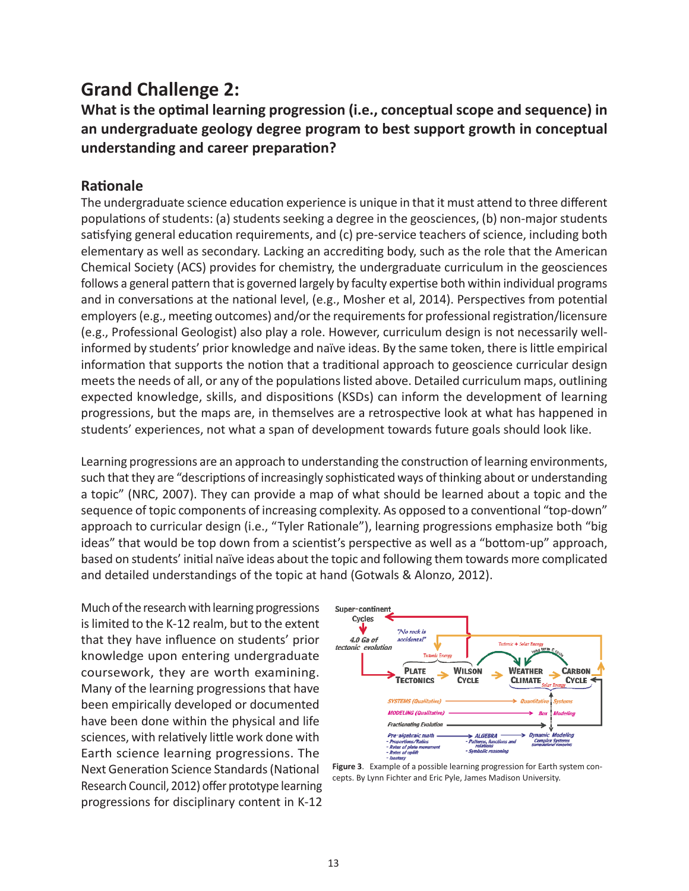# Grand Challenge 2:

**What is the optimal learning progression (i.e., conceptual scope and sequence) in an undergraduate geology degree program to best support growth in conceptual understanding and career preparation?**

## Rationale

The undergraduate science education experience is unique in that it must attend to three different populations of students: (a) students seeking a degree in the geosciences, (b) non-major students satisfying general education requirements, and (c) pre-service teachers of science, including both elementary as well as secondary. Lacking an accrediting body, such as the role that the American Chemical Society (ACS) provides for chemistry, the undergraduate curriculum in the geosciences follows a general pattern that is governed largely by faculty expertise both within individual programs and in conversations at the national level, (e.g., Mosher et al, 2014). Perspectives from potential employers (e.g., meeting outcomes) and/or the requirements for professional registration/licensure (e.g., Professional Geologist) also play a role. However, curriculum design is not necessarily well-informed by students' prior knowledge and naïve ideas. By the same token, there is little empirical information that supports the notion that a traditional approach to geoscience curricular design meets the needs of all, or any of the populations listed above. Detailed curriculum maps, outlining expected knowledge, skills, and dispositions (KSDs) can inform the development of learning progressions, but the maps are, in themselves are a retrospective look at what has happened in students' experiences, not what a span of development towards future goals should look like.

Learning progressions are an approach to understanding the construction of learning environments, such that they are "descriptions of increasingly sophisticated ways of thinking about or understanding a topic" (NRC, 2007). They can provide a map of what should be learned about a topic and the sequence of topic components of increasing complexity. As opposed to a conventional "top-down" approach to curricular design (i.e., "Tyler Rationale"), learning progressions emphasize both "big ideas" that would be top down from a scientist's perspective as well as a "bottom-up" approach, based on students' initial naïve ideas about the topic and following them towards more complicated and detailed understandings of the topic at hand (Gotwals & Alonzo, 2012).

Much of the research with learning progressions is limited to the K-12 realm, but to the extent that they have influence on students' prior knowledge upon entering undergraduate coursework, they are worth examining. Many of the learning progressions that have been empirically developed or documented have been done within the physical and life sciences, with relatively little work done with Earth science learning progressions. The Next Generation Science Standards (National Research Council, 2012) offer prototype learning progressions for disciplinary content in K-12

**Figure 3**. Example of a possible learning progression for Earth system concepts. By Lynn Fichter and Eric Pyle, James Madison University.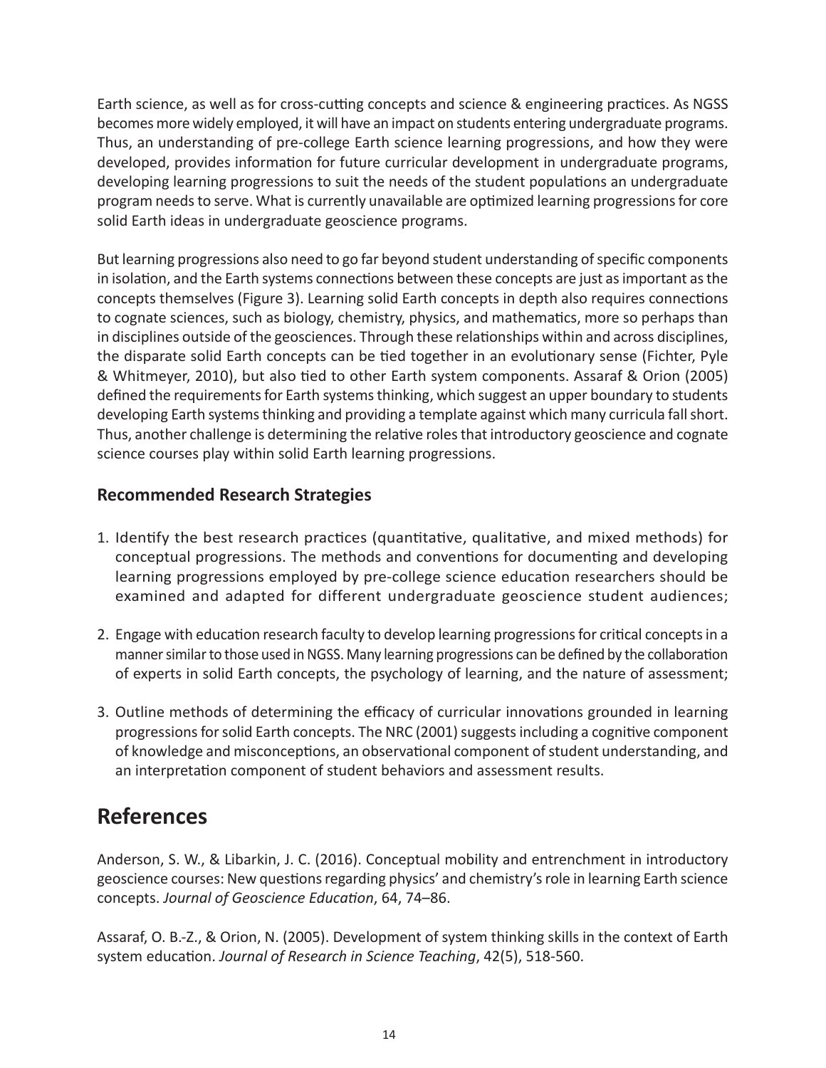Earth science, as well as for cross-cutting concepts and science & engineering practices. As NGSS becomes more widely employed, it will have an impact on students entering undergraduate programs. Thus, an understanding of pre-college Earth science learning progressions, and how they were developed, provides information for future curricular development in undergraduate programs, developing learning progressions to suit the needs of the student populations an undergraduate program needs to serve. What is currently unavailable are optimized learning progressions for core solid Earth ideas in undergraduate geoscience programs.

But learning progressions also need to go far beyond student understanding of specific components in isolation, and the Earth systems connections between these concepts are just as important as the concepts themselves (Figure 3). Learning solid Earth concepts in depth also requires connections to cognate sciences, such as biology, chemistry, physics, and mathematics, more so perhaps than in disciplines outside of the geosciences. Through these relationships within and across disciplines, the disparate solid Earth concepts can be tied together in an evolutionary sense (Fichter, Pyle & Whitmeyer, 2010), but also tied to other Earth system components. Assaraf & Orion (2005) defined the requirements for Earth systems thinking, which suggest an upper boundary to students developing Earth systems thinking and providing a template against which many curricula fall short. Thus, another challenge is determining the relative roles that introductory geoscience and cognate science courses play within solid Earth learning progressions.

### Recommended Research Strategies

1. Identify the best research practices (quantitative, qualitative, and mixed methods) for conceptual progressions. The methods and conventions for documenting and developing learning progressions employed by pre-college science education researchers should be examined and adapted for different undergraduate geoscience student audiences;

2. Engage with education research faculty to develop learning progressions for critical concepts in a manner similar to those used in NGSS. Many learning progressions can be defined by the collaboration of experts in solid Earth concepts, the psychology of learning, and the nature of assessment;

3. Outline methods of determining the efficacy of curricular innovations grounded in learning progressions for solid Earth concepts. The NRC (2001) suggests including a cognitive component of knowledge and misconceptions, an observational component of student understanding, and an interpretation component of student behaviors and assessment results.

## References

Anderson, S. W., & Libarkin, J. C. (2016). Conceptual mobility and entrenchment in introductory geoscience courses: New questions regarding physics' and chemistry's role in learning Earth science concepts. *Journal of Geoscience Education*, 64, 74–86.

Assaraf, O. B.-Z., & Orion, N. (2005). Development of system thinking skills in the context of Earth system education. *Journal of Research in Science Teaching*, 42(5), 518-560.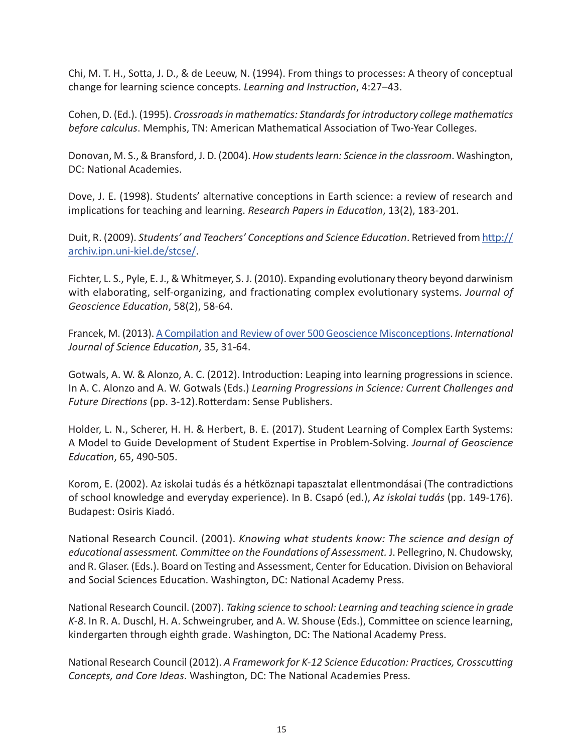Chi, M. T. H., Sotta, J. D., & de Leeuw, N. (1994). From things to processes: A theory of conceptual change for learning science concepts. *Learning and Instruction*, 4:27–43.

Cohen, D. (Ed.). (1995). *Crossroads in mathematics: Standards for introductory college mathematics before calculus*. Memphis, TN: American Mathematical Association of Two-Year Colleges.

Donovan, M. S., & Bransford, J. D. (2004). *How students learn: Science in the classroom*. Washington, DC: National Academies.

Dove, J. E. (1998). Students' alternative conceptions in Earth science: a review of research and implications for teaching and learning. *Research Papers in Education*, 13(2), 183-201.

Duit, R. (2009). *Students' and Teachers' Conceptions and Science Education*. Retrieved from [http://archiv.ipn.uni-kiel.de/stcse/](http://archiv.ipn.uni-kiel.de/stcse/).

Fichter, L. S., Pyle, E. J., & Whitmeyer, S. J. (2010). Expanding evolutionary theory beyond darwinism with elaborating, self-organizing, and fractionating complex evolutionary systems. *Journal of Geoscience Education*, 58(2), 58-64.

Francek, M. (2013). [A Compilation and Review of over 500 Geoscience Misconceptions](). *International Journal of Science Education*, 35, 31-64.

Gotwals, A. W. & Alonzo, A. C. (2012). Introduction: Leaping into learning progressions in science. In A. C. Alonzo and A. W. Gotwals (Eds.) *Learning Progressions in Science: Current Challenges and Future Directions* (pp. 3-12).Rotterdam: Sense Publishers.

Holder, L. N., Scherer, H. H. & Herbert, B. E. (2017). Student Learning of Complex Earth Systems: A Model to Guide Development of Student Expertise in Problem-Solving. *Journal of Geoscience Education*, 65, 490-505.

Korom, E. (2002). Az iskolai tudás és a hétköznapi tapasztalat ellentmondásai (The contradictions of school knowledge and everyday experience). In B. Csapó (ed.), *Az iskolai tudás* (pp. 149-176). Budapest: Osiris Kiadó.

National Research Council. (2001). *Knowing what students know: The science and design of educational assessment. Committee on the Foundations of Assessment.* J. Pellegrino, N. Chudowsky, and R. Glaser. (Eds.). Board on Testing and Assessment, Center for Education. Division on Behavioral and Social Sciences Education. Washington, DC: National Academy Press.

National Research Council. (2007). *Taking science to school: Learning and teaching science in grade K-8*. In R. A. Duschl, H. A. Schweingruber, and A. W. Shouse (Eds.), Committee on science learning, kindergarten through eighth grade. Washington, DC: The National Academy Press.

National Research Council (2012). *A Framework for K-12 Science Education: Practices, Crosscutting Concepts, and Core Ideas*. Washington, DC: The National Academies Press.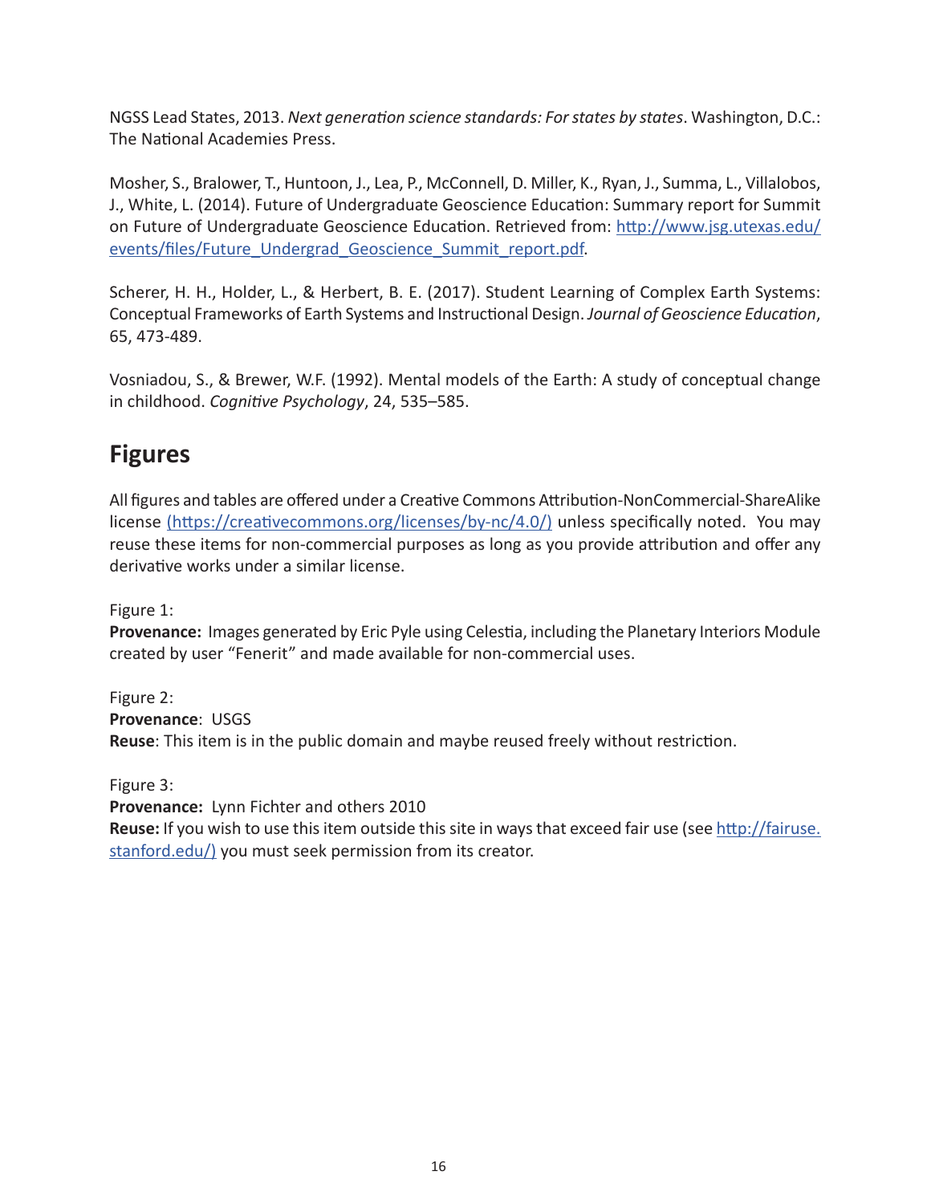NGSS Lead States, 2013. *Next generation science standards: For states by states*. Washington, D.C.: The National Academies Press.

Mosher, S., Bralower, T., Huntoon, J., Lea, P., McConnell, D. Miller, K., Ryan, J., Summa, L., Villalobos, J., White, L. (2014). Future of Undergraduate Geoscience Education: Summary report for Summit on Future of Undergraduate Geoscience Education. Retrieved from: http://www.jsg.utexas.edu/events/files/Future_Undergrad_Geoscience_Summit_report.pdf.

Scherer, H. H., Holder, L., & Herbert, B. E. (2017). Student Learning of Complex Earth Systems: Conceptual Frameworks of Earth Systems and Instructional Design. *Journal of Geoscience Education*, 65, 473-489.

Vosniadou, S., & Brewer, W.F. (1992). Mental models of the Earth: A study of conceptual change in childhood. *Cognitive Psychology*, 24, 535–585.

## Figures

All figures and tables are offered under a Creative Commons Attribution-NonCommercial-ShareAlike license (https://creativecommons.org/licenses/by-nc/4.0/) unless specifically noted. You may reuse these items for non-commercial purposes as long as you provide attribution and offer any derivative works under a similar license.

Figure 1:
**Provenance:** Images generated by Eric Pyle using Celestia, including the Planetary Interiors Module created by user "Fenerit" and made available for non-commercial uses.

Figure 2:
**Provenance**: USGS
**Reuse**: This item is in the public domain and maybe reused freely without restriction.

Figure 3:
**Provenance:** Lynn Fichter and others 2010
**Reuse:** If you wish to use this item outside this site in ways that exceed fair use (see http://fairuse.stanford.edu/) you must seek permission from its creator.